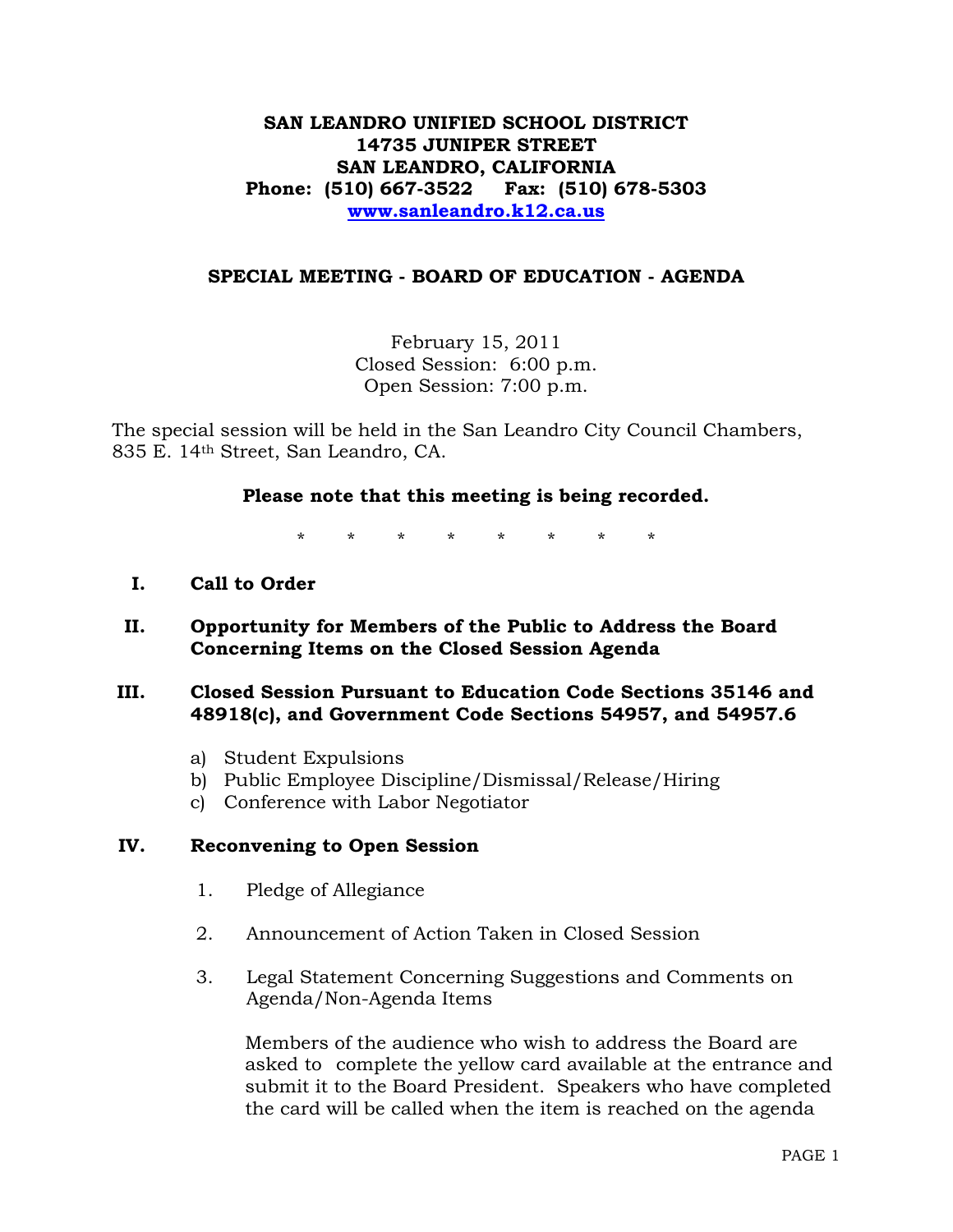**SAN LEANDRO UNIFIED SCHOOL DISTRICT**
**14735 JUNIPER STREET**
**SAN LEANDRO, CALIFORNIA**
**Phone: (510) 667-3522 Fax: (510) 678-5303**
**[www.sanleandro.k12.ca.us](http://www.sanleandro.k12.ca.us)**

## SPECIAL MEETING - BOARD OF EDUCATION - AGENDA

February 15, 2011
Closed Session: 6:00 p.m.
Open Session: 7:00 p.m.

The special session will be held in the San Leandro City Council Chambers, 835 E. 14th Street, San Leandro, CA.

**Please note that this meeting is being recorded.**

\* \* \* \* \* \* \* \*

**I. Call to Order**

**II. Opportunity for Members of the Public to Address the Board Concerning Items on the Closed Session Agenda**

**III. Closed Session Pursuant to Education Code Sections 35146 and 48918(c), and Government Code Sections 54957, and 54957.6**

a) Student Expulsions
b) Public Employee Discipline/Dismissal/Release/Hiring
c) Conference with Labor Negotiator

**IV. Reconvening to Open Session**

1. Pledge of Allegiance

2. Announcement of Action Taken in Closed Session

3. Legal Statement Concerning Suggestions and Comments on Agenda/Non-Agenda Items

   Members of the audience who wish to address the Board are asked to complete the yellow card available at the entrance and submit it to the Board President. Speakers who have completed the card will be called when the item is reached on the agenda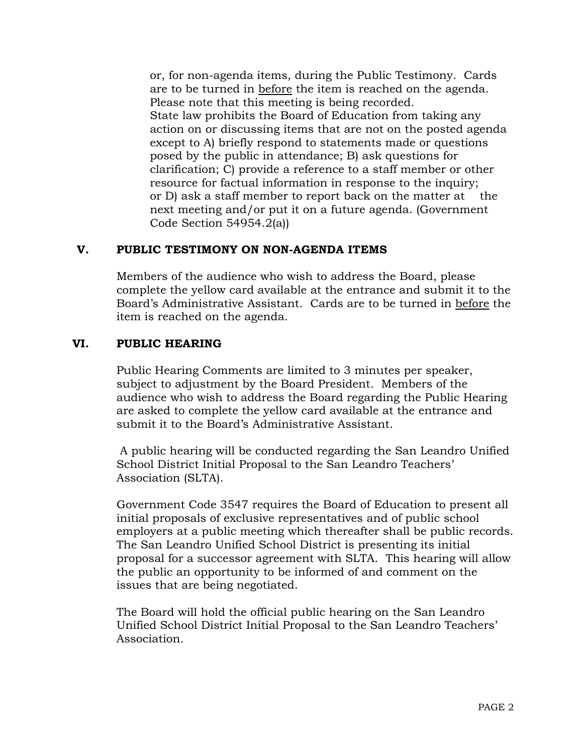or, for non-agenda items, during the Public Testimony. Cards are to be turned in <u>before</u> the item is reached on the agenda. Please note that this meeting is being recorded.
State law prohibits the Board of Education from taking any action on or discussing items that are not on the posted agenda except to A) briefly respond to statements made or questions posed by the public in attendance; B) ask questions for clarification; C) provide a reference to a staff member or other resource for factual information in response to the inquiry; or D) ask a staff member to report back on the matter at the next meeting and/or put it on a future agenda. (Government Code Section 54954.2(a))

## V. PUBLIC TESTIMONY ON NON-AGENDA ITEMS

Members of the audience who wish to address the Board, please complete the yellow card available at the entrance and submit it to the Board's Administrative Assistant. Cards are to be turned in <u>before</u> the item is reached on the agenda.

## VI. PUBLIC HEARING

Public Hearing Comments are limited to 3 minutes per speaker, subject to adjustment by the Board President. Members of the audience who wish to address the Board regarding the Public Hearing are asked to complete the yellow card available at the entrance and submit it to the Board's Administrative Assistant.

A public hearing will be conducted regarding the San Leandro Unified School District Initial Proposal to the San Leandro Teachers' Association (SLTA).

Government Code 3547 requires the Board of Education to present all initial proposals of exclusive representatives and of public school employers at a public meeting which thereafter shall be public records. The San Leandro Unified School District is presenting its initial proposal for a successor agreement with SLTA. This hearing will allow the public an opportunity to be informed of and comment on the issues that are being negotiated.

The Board will hold the official public hearing on the San Leandro Unified School District Initial Proposal to the San Leandro Teachers' Association.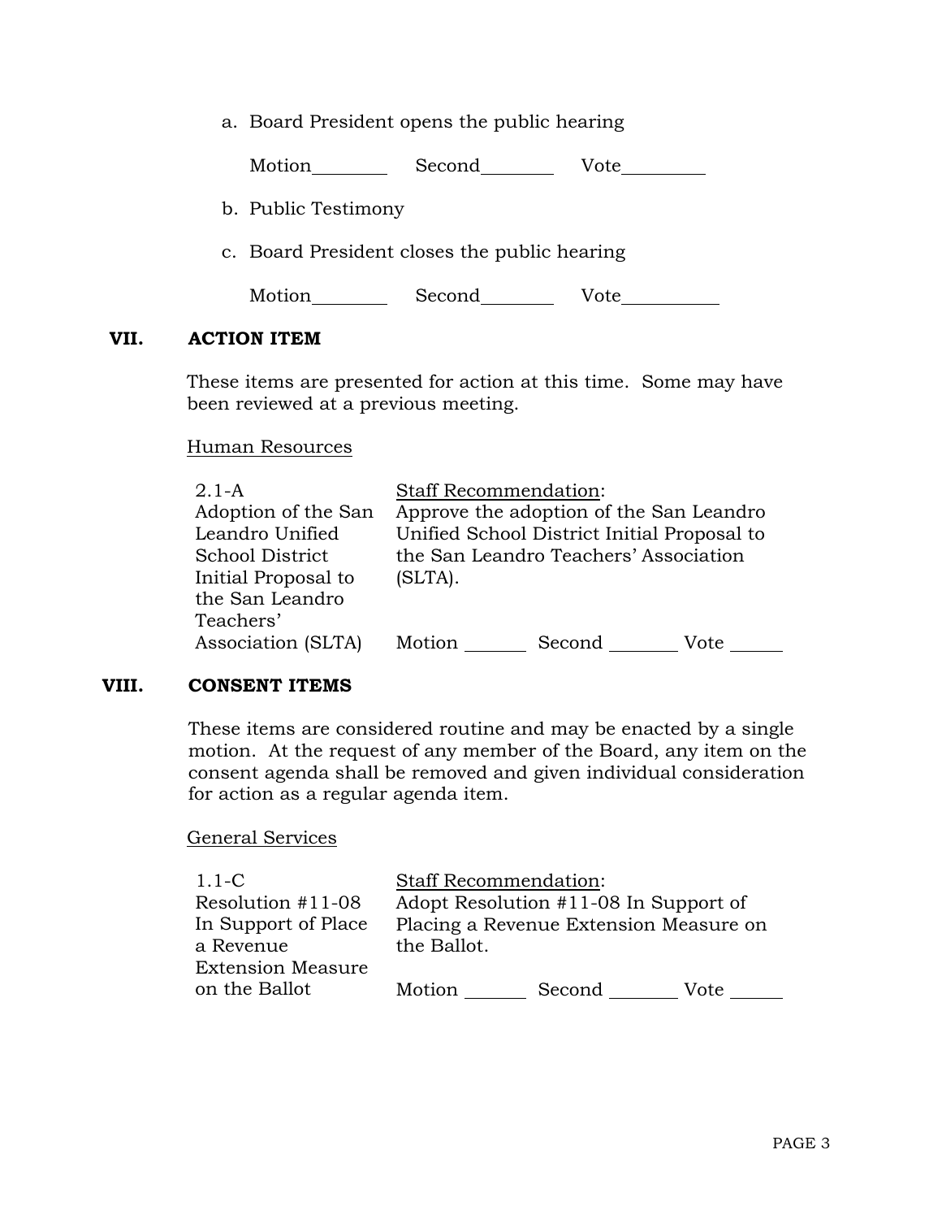a. Board President opens the public hearing

   Motion________ Second________ Vote_________

b. Public Testimony

c. Board President closes the public hearing

   Motion________ Second________ Vote__________

## VII. ACTION ITEM

These items are presented for action at this time. Some may have been reviewed at a previous meeting.

Human Resources

| | |
|---|---|
| 2.1-A<br>Adoption of the San Leandro Unified School District Initial Proposal to the San Leandro Teachers' Association (SLTA) | Staff Recommendation:<br>Approve the adoption of the San Leandro Unified School District Initial Proposal to the San Leandro Teachers' Association (SLTA).<br><br>Motion _______ Second _______ Vote ______ |

## VIII. CONSENT ITEMS

These items are considered routine and may be enacted by a single motion. At the request of any member of the Board, any item on the consent agenda shall be removed and given individual consideration for action as a regular agenda item.

General Services

| | |
|---|---|
| 1.1-C<br>Resolution #11-08 In Support of Place a Revenue Extension Measure on the Ballot | Staff Recommendation:<br>Adopt Resolution #11-08 In Support of Placing a Revenue Extension Measure on the Ballot.<br><br>Motion _______ Second _______ Vote ______ |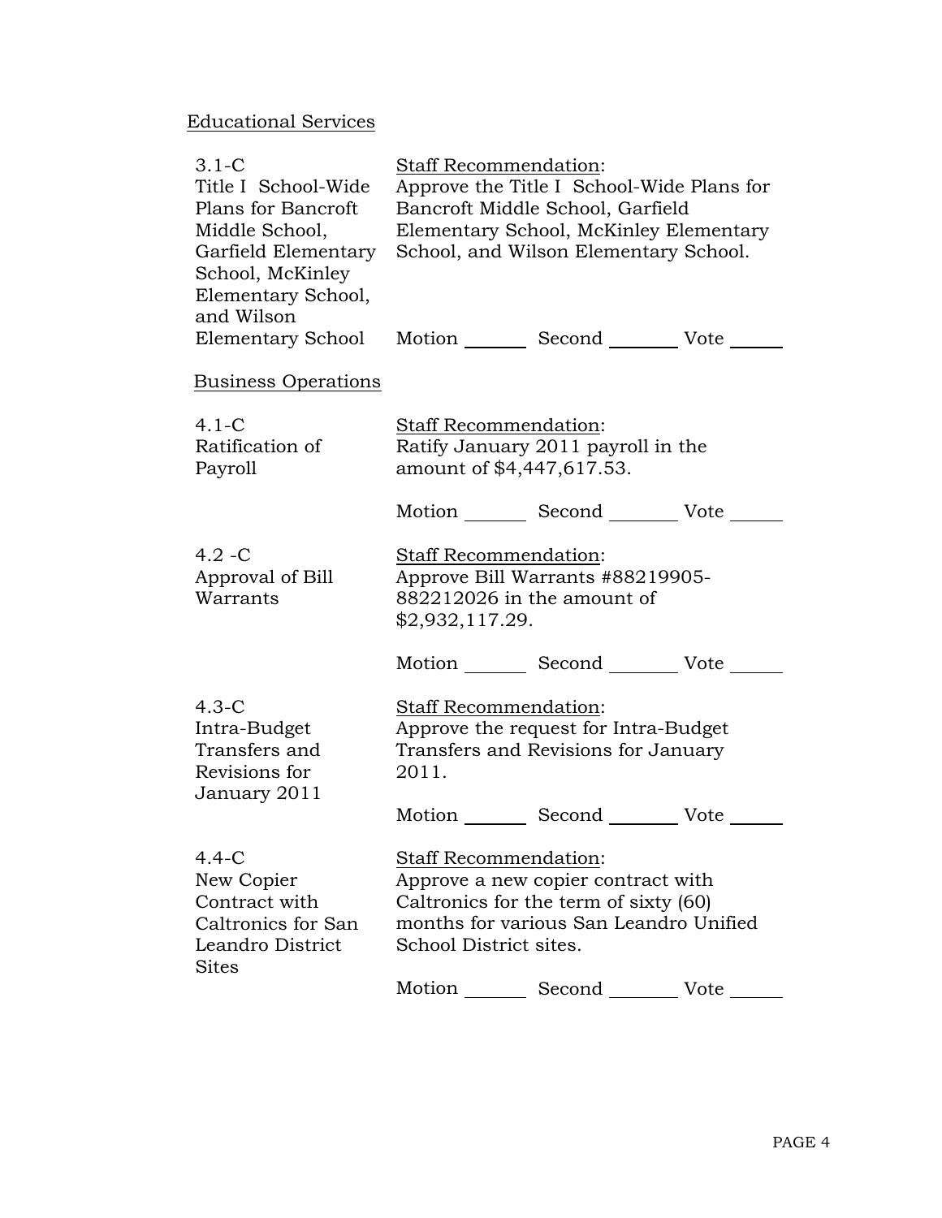Educational Services

| | |
|---|---|
| 3.1-C<br>Title I School-Wide Plans for Bancroft Middle School, Garfield Elementary School, McKinley Elementary School, and Wilson Elementary School | Staff Recommendation:<br>Approve the Title I School-Wide Plans for Bancroft Middle School, Garfield Elementary School, McKinley Elementary School, and Wilson Elementary School.<br><br>Motion _______ Second _______ Vote _____ |

Business Operations

| | |
|---|---|
| 4.1-C<br>Ratification of Payroll | Staff Recommendation:<br>Ratify January 2011 payroll in the amount of $4,447,617.53.<br><br>Motion _______ Second _______ Vote _____ |
| 4.2 -C<br>Approval of Bill Warrants | Staff Recommendation:<br>Approve Bill Warrants #88219905-882212026 in the amount of $2,932,117.29.<br><br>Motion _______ Second _______ Vote _____ |
| 4.3-C<br>Intra-Budget Transfers and Revisions for January 2011 | Staff Recommendation:<br>Approve the request for Intra-Budget Transfers and Revisions for January 2011.<br><br>Motion _______ Second _______ Vote _____ |
| 4.4-C<br>New Copier Contract with Caltronics for San Leandro District Sites | Staff Recommendation:<br>Approve a new copier contract with Caltronics for the term of sixty (60) months for various San Leandro Unified School District sites.<br><br>Motion _______ Second _______ Vote _____ |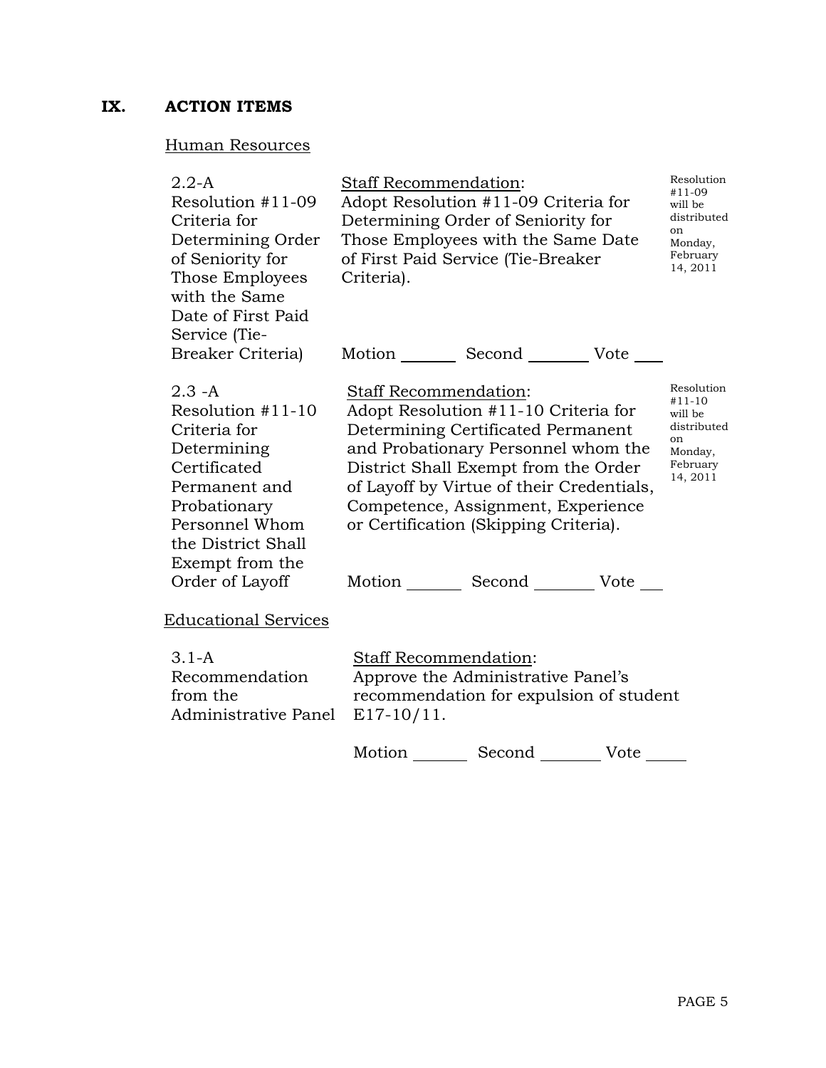## IX. ACTION ITEMS

Human Resources

| | | |
|---|---|---|
| 2.2-A<br>Resolution #11-09 Criteria for Determining Order of Seniority for Those Employees with the Same Date of First Paid Service (Tie-Breaker Criteria) | Staff Recommendation:<br>Adopt Resolution #11-09 Criteria for Determining Order of Seniority for Those Employees with the Same Date of First Paid Service (Tie-Breaker Criteria).<br><br>Motion _______ Second ________ Vote ___ | Resolution #11-09 will be distributed on Monday, February 14, 2011 |
| 2.3 -A<br>Resolution #11-10 Criteria for Determining Certificated Permanent and Probationary Personnel Whom the District Shall Exempt from the Order of Layoff | Staff Recommendation:<br>Adopt Resolution #11-10 Criteria for Determining Certificated Permanent and Probationary Personnel whom the District Shall Exempt from the Order of Layoff by Virtue of their Credentials, Competence, Assignment, Experience or Certification (Skipping Criteria).<br><br>Motion _______ Second ________ Vote ___ | Resolution #11-10 will be distributed on Monday, February 14, 2011 |

Educational Services

| | |
|---|---|
| 3.1-A<br>Recommendation from the Administrative Panel | Staff Recommendation:<br>Approve the Administrative Panel's recommendation for expulsion of student E17-10/11.<br><br>Motion _______ Second ________ Vote _____ |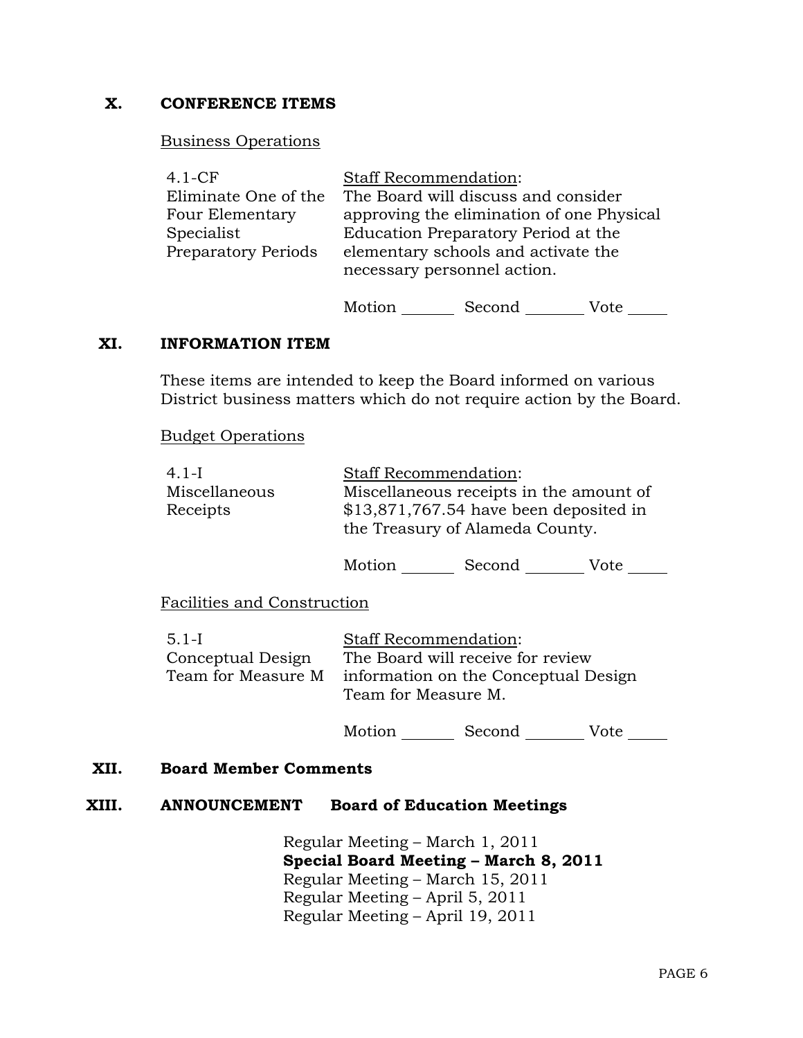## X. CONFERENCE ITEMS

Business Operations

| | |
|---|---|
| 4.1-CF<br>Eliminate One of the Four Elementary Specialist Preparatory Periods | Staff Recommendation:<br>The Board will discuss and consider approving the elimination of one Physical Education Preparatory Period at the elementary schools and activate the necessary personnel action. |

Motion _______ Second ________ Vote _____

## XI. INFORMATION ITEM

These items are intended to keep the Board informed on various District business matters which do not require action by the Board.

Budget Operations

| | |
|---|---|
| 4.1-I<br>Miscellaneous Receipts | Staff Recommendation:<br>Miscellaneous receipts in the amount of $13,871,767.54 have been deposited in the Treasury of Alameda County. |

Motion _______ Second ________ Vote _____

Facilities and Construction

| | |
|---|---|
| 5.1-I<br>Conceptual Design Team for Measure M | Staff Recommendation:<br>The Board will receive for review information on the Conceptual Design Team for Measure M. |

Motion _______ Second ________ Vote _____

## XII. Board Member Comments

## XIII. ANNOUNCEMENT Board of Education Meetings

Regular Meeting – March 1, 2011
**Special Board Meeting – March 8, 2011**
Regular Meeting – March 15, 2011
Regular Meeting – April 5, 2011
Regular Meeting – April 19, 2011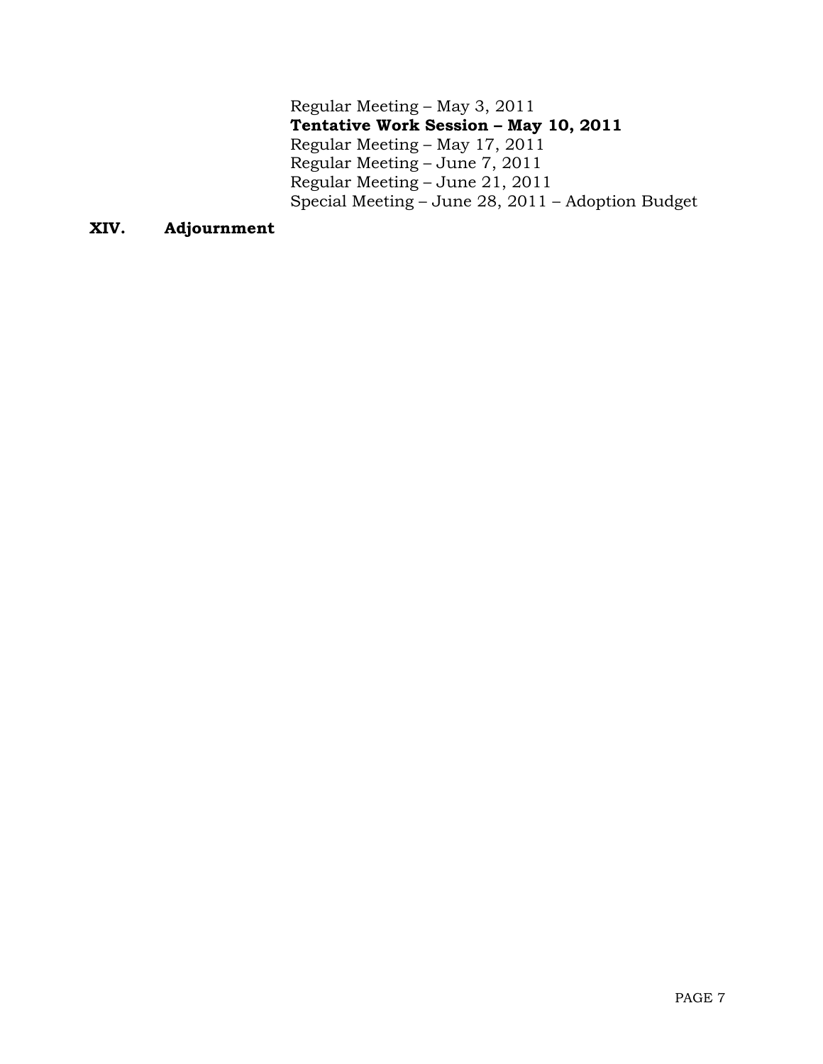Regular Meeting – May 3, 2011  
**Tentative Work Session – May 10, 2011**  
Regular Meeting – May 17, 2011  
Regular Meeting – June 7, 2011  
Regular Meeting – June 21, 2011  
Special Meeting – June 28, 2011 – Adoption Budget

## XIV. Adjournment